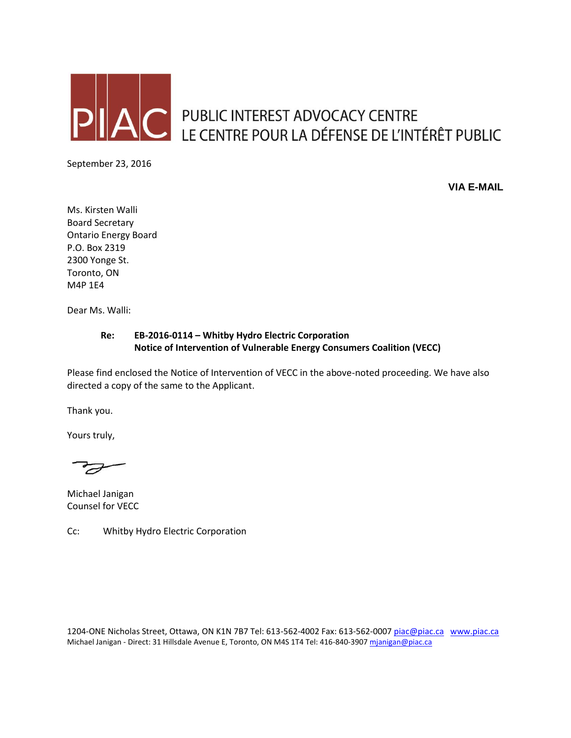PIAC PUBLIC INTEREST ADVOCACY CENTRE
LE CENTRE POUR LA DÉFENSE DE L'INTÉRÊT PUBLIC

September 23, 2016

**VIA E-MAIL**

Ms. Kirsten Walli
Board Secretary
Ontario Energy Board
P.O. Box 2319
2300 Yonge St.
Toronto, ON
M4P 1E4

Dear Ms. Walli:

**Re: EB-2016-0114 – Whitby Hydro Electric Corporation**
**Notice of Intervention of Vulnerable Energy Consumers Coalition (VECC)**

Please find enclosed the Notice of Intervention of VECC in the above-noted proceeding. We have also directed a copy of the same to the Applicant.

Thank you.

Yours truly,

Michael Janigan
Counsel for VECC

Cc: Whitby Hydro Electric Corporation

1204-ONE Nicholas Street, Ottawa, ON K1N 7B7 Tel: 613-562-4002 Fax: 613-562-0007 piac@piac.ca www.piac.ca
Michael Janigan - Direct: 31 Hillsdale Avenue E, Toronto, ON M4S 1T4 Tel: 416-840-3907 mjanigan@piac.ca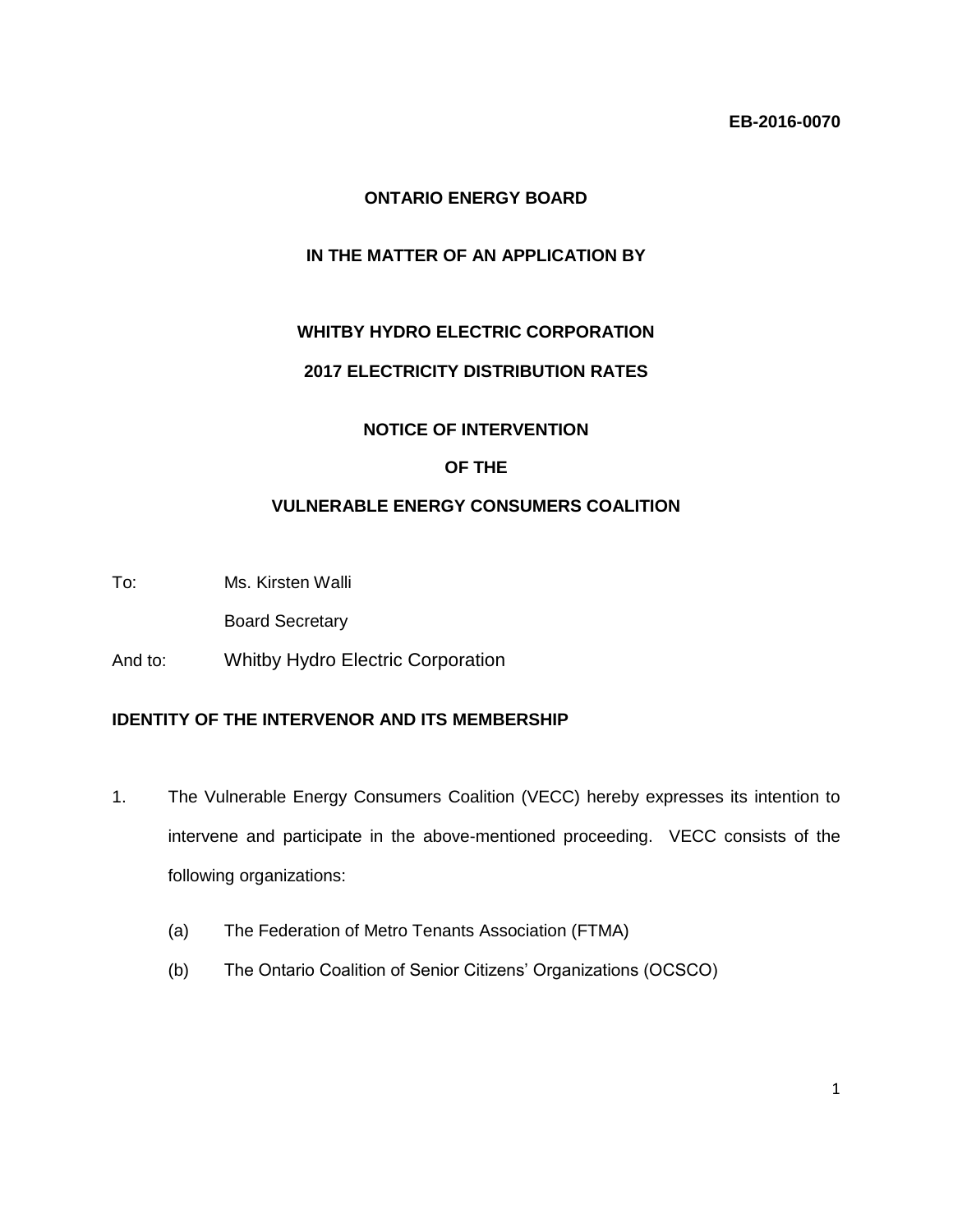**EB-2016-0070**

**ONTARIO ENERGY BOARD**

**IN THE MATTER OF AN APPLICATION BY**

**WHITBY HYDRO ELECTRIC CORPORATION**

**2017 ELECTRICITY DISTRIBUTION RATES**

**NOTICE OF INTERVENTION**

**OF THE**

**VULNERABLE ENERGY CONSUMERS COALITION**

To: Ms. Kirsten Walli

Board Secretary

And to: Whitby Hydro Electric Corporation

**IDENTITY OF THE INTERVENOR AND ITS MEMBERSHIP**

1. The Vulnerable Energy Consumers Coalition (VECC) hereby expresses its intention to intervene and participate in the above-mentioned proceeding. VECC consists of the following organizations:

   (a) The Federation of Metro Tenants Association (FTMA)

   (b) The Ontario Coalition of Senior Citizens' Organizations (OCSCO)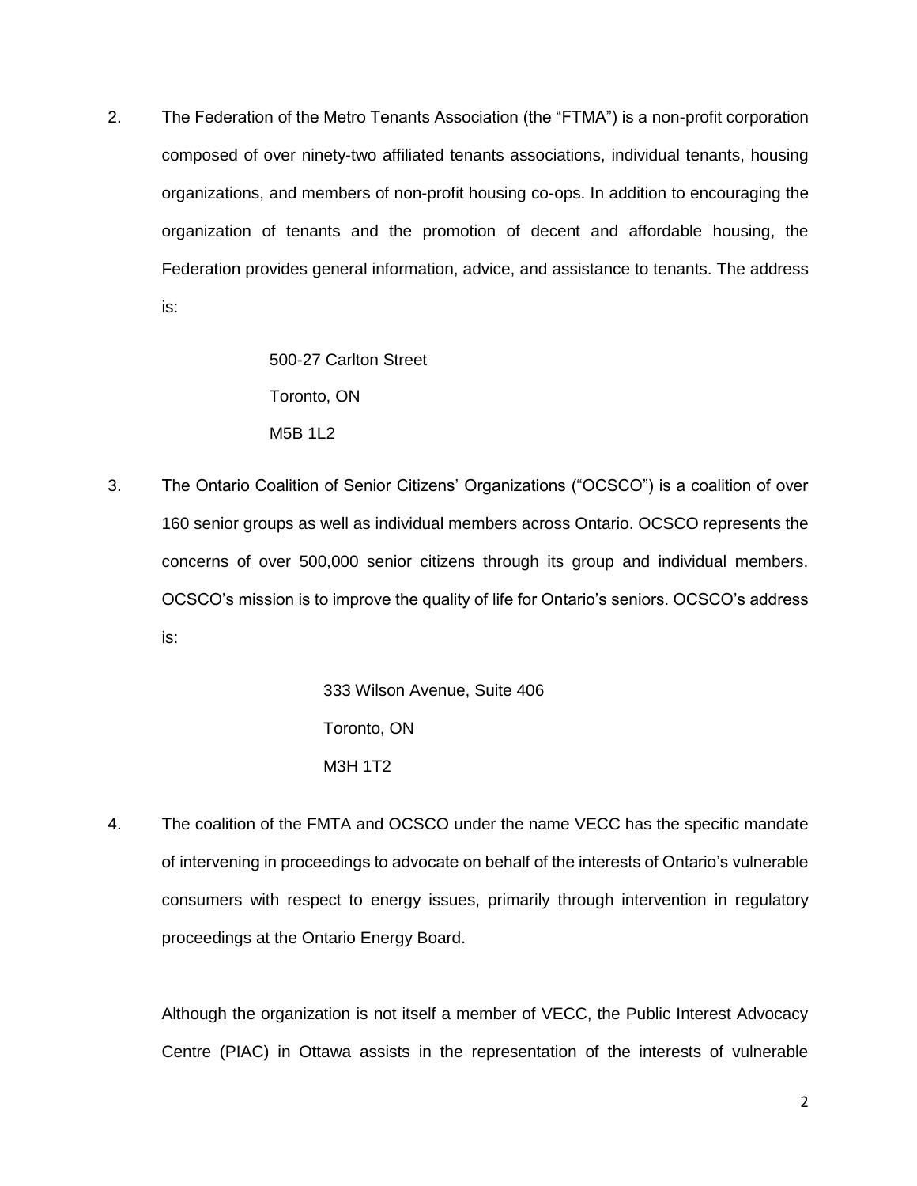2. The Federation of the Metro Tenants Association (the "FTMA") is a non-profit corporation composed of over ninety-two affiliated tenants associations, individual tenants, housing organizations, and members of non-profit housing co-ops. In addition to encouraging the organization of tenants and the promotion of decent and affordable housing, the Federation provides general information, advice, and assistance to tenants. The address is:

   500-27 Carlton Street
   Toronto, ON
   M5B 1L2

3. The Ontario Coalition of Senior Citizens' Organizations ("OCSCO") is a coalition of over 160 senior groups as well as individual members across Ontario. OCSCO represents the concerns of over 500,000 senior citizens through its group and individual members. OCSCO's mission is to improve the quality of life for Ontario's seniors. OCSCO's address is:

   333 Wilson Avenue, Suite 406
   Toronto, ON
   M3H 1T2

4. The coalition of the FMTA and OCSCO under the name VECC has the specific mandate of intervening in proceedings to advocate on behalf of the interests of Ontario's vulnerable consumers with respect to energy issues, primarily through intervention in regulatory proceedings at the Ontario Energy Board.

   Although the organization is not itself a member of VECC, the Public Interest Advocacy Centre (PIAC) in Ottawa assists in the representation of the interests of vulnerable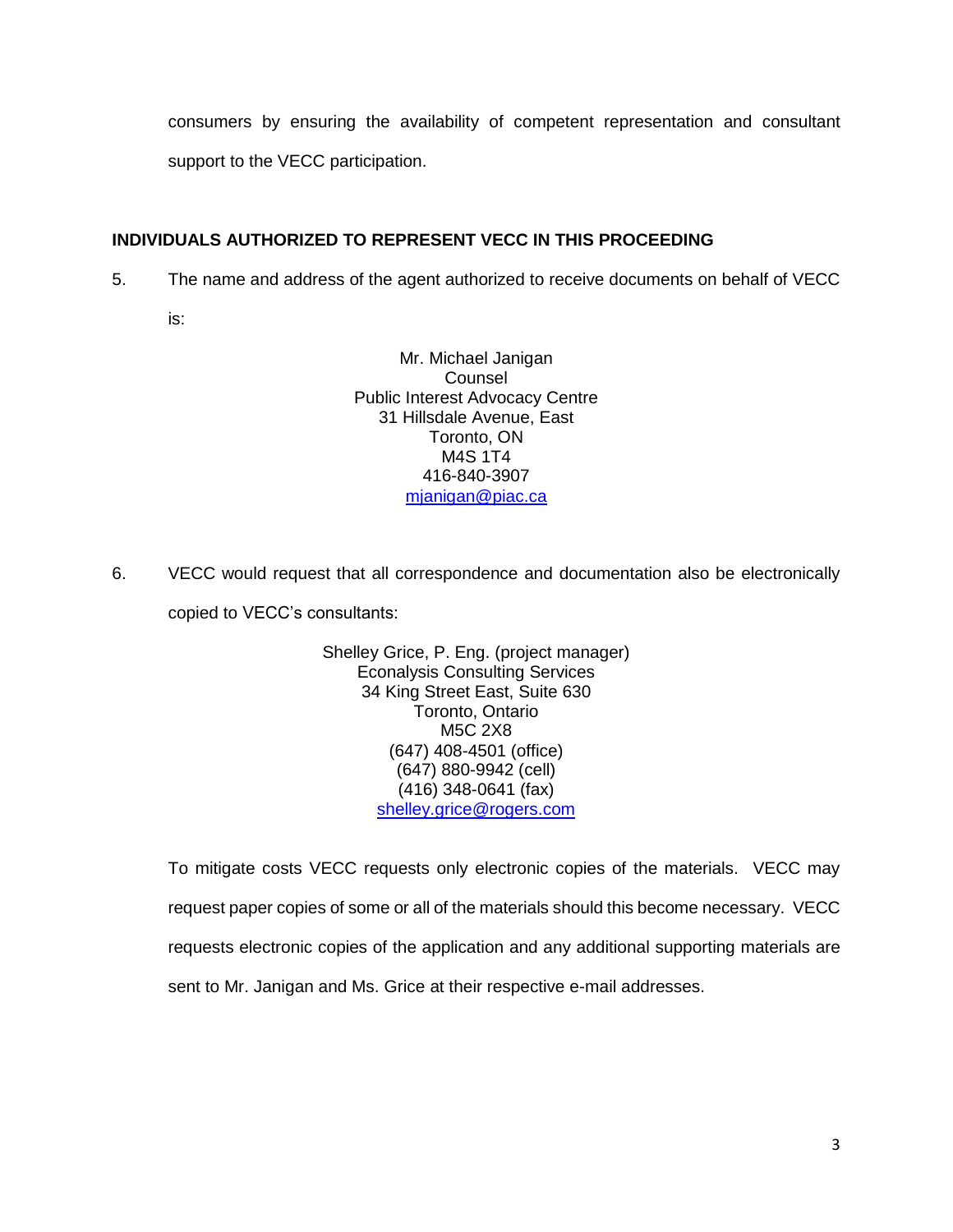consumers by ensuring the availability of competent representation and consultant support to the VECC participation.

## INDIVIDUALS AUTHORIZED TO REPRESENT VECC IN THIS PROCEEDING

5. The name and address of the agent authorized to receive documents on behalf of VECC is:

Mr. Michael Janigan
Counsel
Public Interest Advocacy Centre
31 Hillsdale Avenue, East
Toronto, ON
M4S 1T4
416-840-3907
mjanigan@piac.ca

6. VECC would request that all correspondence and documentation also be electronically copied to VECC's consultants:

Shelley Grice, P. Eng. (project manager)
Econalysis Consulting Services
34 King Street East, Suite 630
Toronto, Ontario
M5C 2X8
(647) 408-4501 (office)
(647) 880-9942 (cell)
(416) 348-0641 (fax)
shelley.grice@rogers.com

To mitigate costs VECC requests only electronic copies of the materials. VECC may request paper copies of some or all of the materials should this become necessary. VECC requests electronic copies of the application and any additional supporting materials are sent to Mr. Janigan and Ms. Grice at their respective e-mail addresses.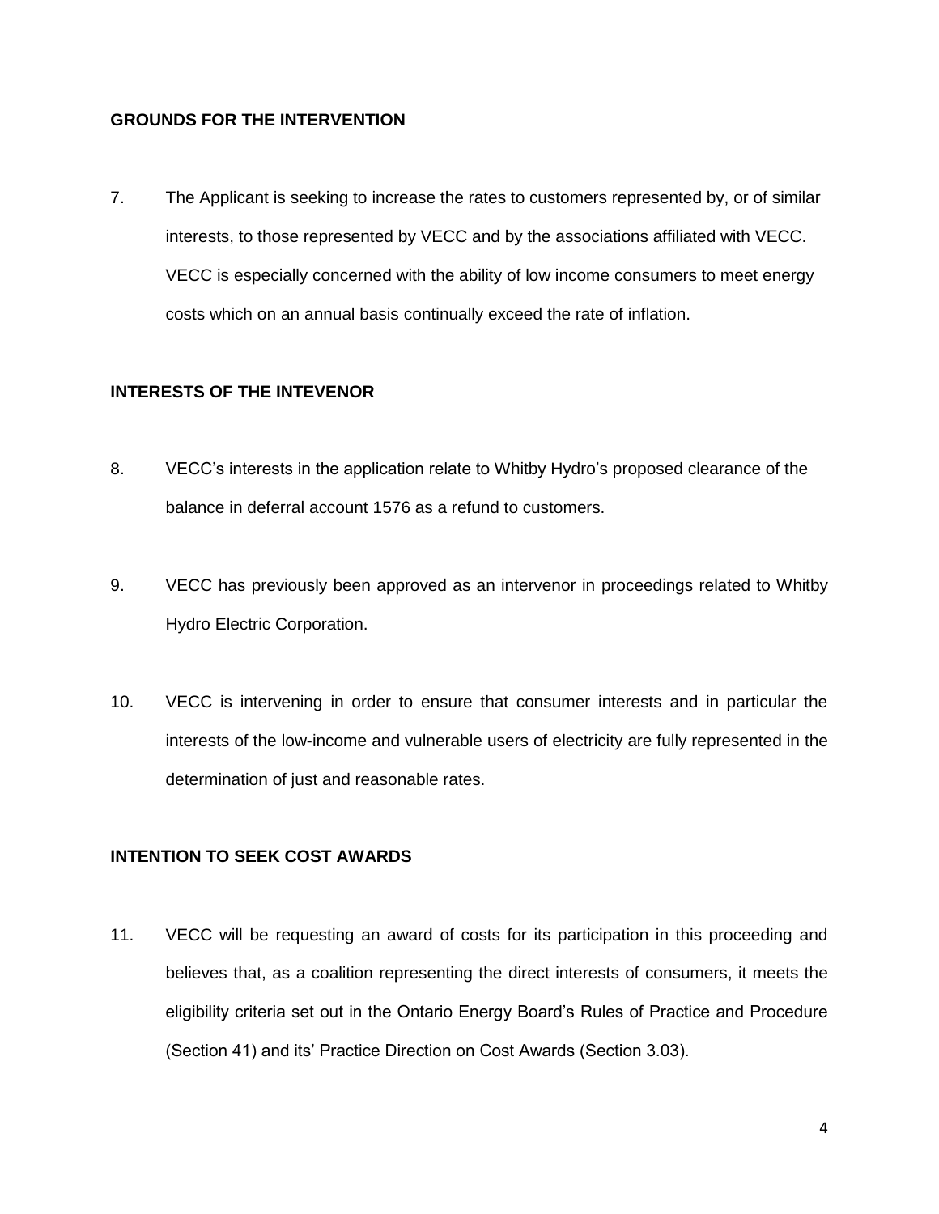**GROUNDS FOR THE INTERVENTION**

7. The Applicant is seeking to increase the rates to customers represented by, or of similar interests, to those represented by VECC and by the associations affiliated with VECC. VECC is especially concerned with the ability of low income consumers to meet energy costs which on an annual basis continually exceed the rate of inflation.

**INTERESTS OF THE INTEVENOR**

8. VECC's interests in the application relate to Whitby Hydro's proposed clearance of the balance in deferral account 1576 as a refund to customers.

9. VECC has previously been approved as an intervenor in proceedings related to Whitby Hydro Electric Corporation.

10. VECC is intervening in order to ensure that consumer interests and in particular the interests of the low-income and vulnerable users of electricity are fully represented in the determination of just and reasonable rates.

**INTENTION TO SEEK COST AWARDS**

11. VECC will be requesting an award of costs for its participation in this proceeding and believes that, as a coalition representing the direct interests of consumers, it meets the eligibility criteria set out in the Ontario Energy Board's Rules of Practice and Procedure (Section 41) and its' Practice Direction on Cost Awards (Section 3.03).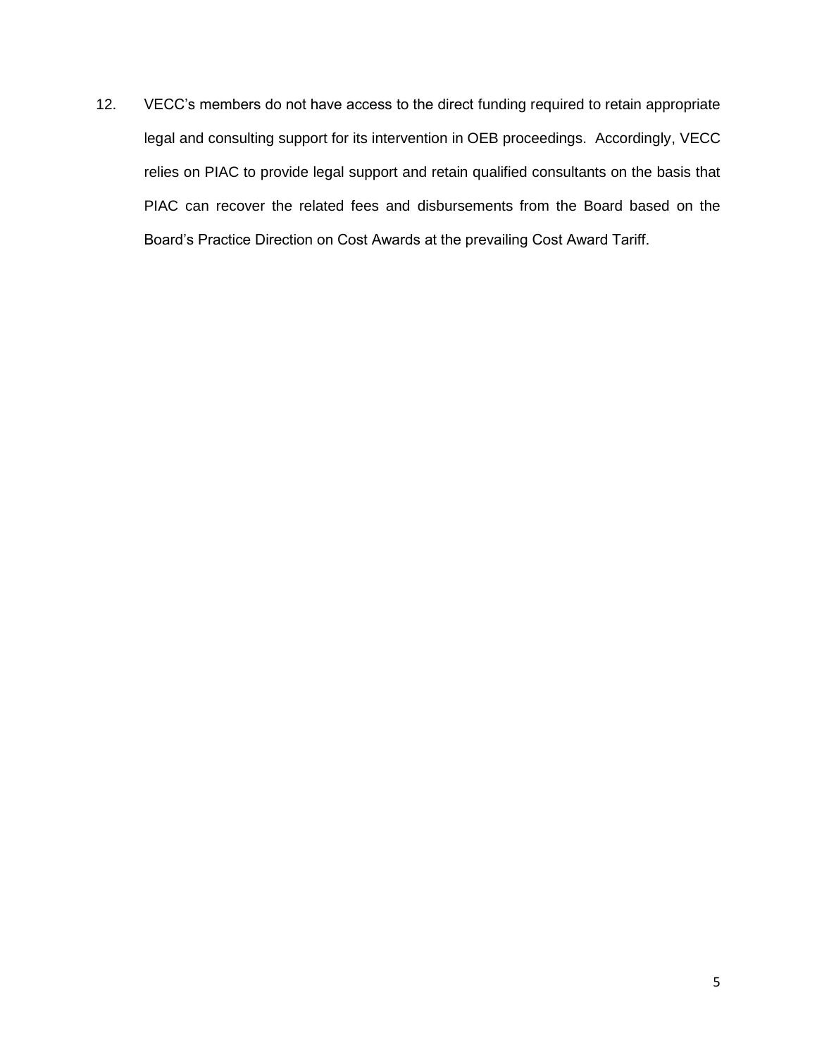12. VECC's members do not have access to the direct funding required to retain appropriate legal and consulting support for its intervention in OEB proceedings. Accordingly, VECC relies on PIAC to provide legal support and retain qualified consultants on the basis that PIAC can recover the related fees and disbursements from the Board based on the Board's Practice Direction on Cost Awards at the prevailing Cost Award Tariff.